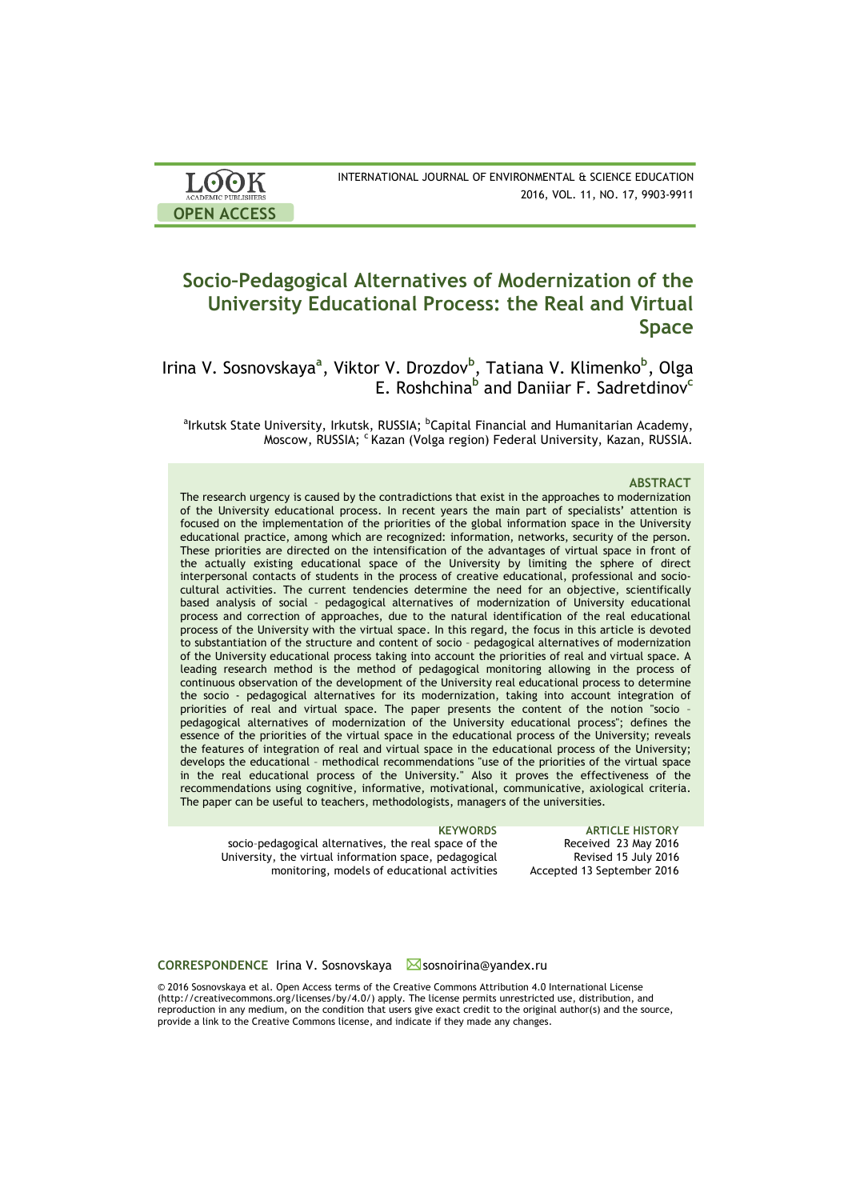# Socio-Pedagogical Alternatives of Modernization of the University Educational Process: the Real and Virtual Space

Irina V. Sosnovskaya[a], Viktor V. Drozdov[b], Tatiana V. Klimenko[b], Olga E. Roshchina[b] and Daniiar F. Sadretdinov[c]

[a]Irkutsk State University, Irkutsk, RUSSIA; [b]Capital Financial and Humanitarian Academy, Moscow, RUSSIA; [c]Kazan (Volga region) Federal University, Kazan, RUSSIA.

## ABSTRACT

The research urgency is caused by the contradictions that exist in the approaches to modernization of the University educational process. In recent years the main part of specialists' attention is focused on the implementation of the priorities of the global information space in the University educational practice, among which are recognized: information, networks, security of the person. These priorities are directed on the intensification of the advantages of virtual space in front of the actually existing educational space of the University by limiting the sphere of direct interpersonal contacts of students in the process of creative educational, professional and socio-cultural activities. The current tendencies determine the need for an objective, scientifically based analysis of social – pedagogical alternatives of modernization of University educational process and correction of approaches, due to the natural identification of the real educational process of the University with the virtual space. In this regard, the focus in this article is devoted to substantiation of the structure and content of socio – pedagogical alternatives of modernization of the University educational process taking into account the priorities of real and virtual space. A leading research method is the method of pedagogical monitoring allowing in the process of continuous observation of the development of the University real educational process to determine the socio - pedagogical alternatives for its modernization, taking into account integration of priorities of real and virtual space. The paper presents the content of the notion "socio – pedagogical alternatives of modernization of the University educational process"; defines the essence of the priorities of the virtual space in the educational process of the University; reveals the features of integration of real and virtual space in the educational process of the University; develops the educational – methodical recommendations "use of the priorities of the virtual space in the real educational process of the University." Also it proves the effectiveness of the recommendations using cognitive, informative, motivational, communicative, axiological criteria. The paper can be useful to teachers, methodologists, managers of the universities.

**KEYWORDS**
socio-pedagogical alternatives, the real space of the University, the virtual information space, pedagogical monitoring, models of educational activities

**ARTICLE HISTORY**
Received 23 May 2016
Revised 15 July 2016
Accepted 13 September 2016

**CORRESPONDENCE** Irina V. Sosnovskaya sosnoirina@yandex.ru

© 2016 Sosnovskaya et al. Open Access terms of the Creative Commons Attribution 4.0 International License (http://creativecommons.org/licenses/by/4.0/) apply. The license permits unrestricted use, distribution, and reproduction in any medium, on the condition that users give exact credit to the original author(s) and the source, provide a link to the Creative Commons license, and indicate if they made any changes.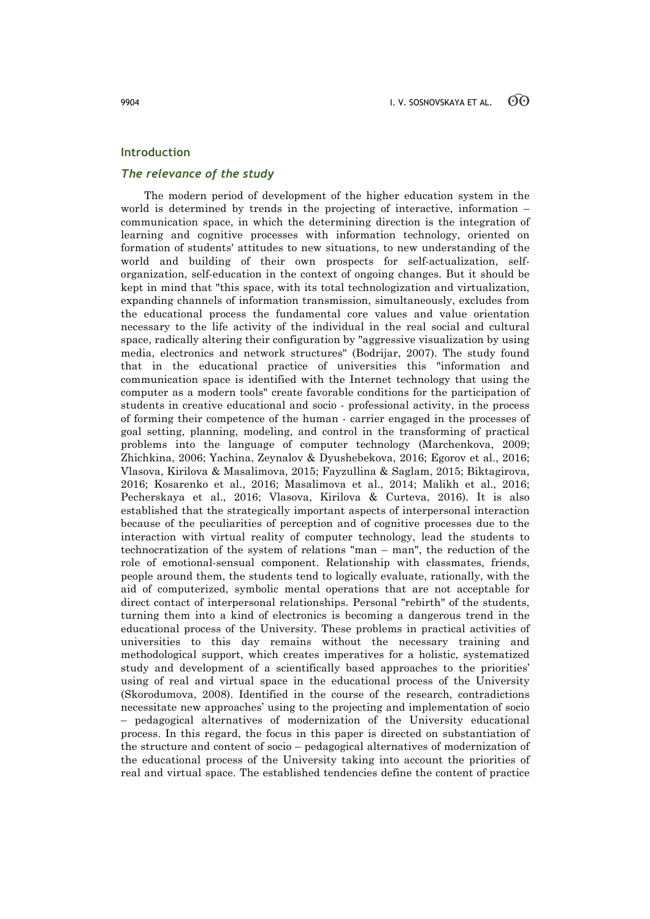## Introduction

### *The relevance of the study*

The modern period of development of the higher education system in the world is determined by trends in the projecting of interactive, information – communication space, in which the determining direction is the integration of learning and cognitive processes with information technology, oriented on formation of students' attitudes to new situations, to new understanding of the world and building of their own prospects for self-actualization, self-organization, self-education in the context of ongoing changes. But it should be kept in mind that "this space, with its total technologization and virtualization, expanding channels of information transmission, simultaneously, excludes from the educational process the fundamental core values and value orientation necessary to the life activity of the individual in the real social and cultural space, radically altering their configuration by "aggressive visualization by using media, electronics and network structures" (Bodrijar, 2007). The study found that in the educational practice of universities this "information and communication space is identified with the Internet technology that using the computer as a modern tools" create favorable conditions for the participation of students in creative educational and socio - professional activity, in the process of forming their competence of the human - carrier engaged in the processes of goal setting, planning, modeling, and control in the transforming of practical problems into the language of computer technology (Marchenkova, 2009; Zhichkina, 2006; Yachina, Zeynalov & Dyushebekova, 2016; Egorov et al., 2016; Vlasova, Kirilova & Masalimova, 2015; Fayzullina & Saglam, 2015; Biktagirova, 2016; Kosarenko et al., 2016; Masalimova et al., 2014; Malikh et al., 2016; Pecherskaya et al., 2016; Vlasova, Kirilova & Curteva, 2016). It is also established that the strategically important aspects of interpersonal interaction because of the peculiarities of perception and of cognitive processes due to the interaction with virtual reality of computer technology, lead the students to technocratization of the system of relations "man – man", the reduction of the role of emotional-sensual component. Relationship with classmates, friends, people around them, the students tend to logically evaluate, rationally, with the aid of computerized, symbolic mental operations that are not acceptable for direct contact of interpersonal relationships. Personal "rebirth" of the students, turning them into a kind of electronics is becoming a dangerous trend in the educational process of the University. These problems in practical activities of universities to this day remains without the necessary training and methodological support, which creates imperatives for a holistic, systematized study and development of a scientifically based approaches to the priorities' using of real and virtual space in the educational process of the University (Skorodumova, 2008). Identified in the course of the research, contradictions necessitate new approaches' using to the projecting and implementation of socio – pedagogical alternatives of modernization of the University educational process. In this regard, the focus in this paper is directed on substantiation of the structure and content of socio – pedagogical alternatives of modernization of the educational process of the University taking into account the priorities of real and virtual space. The established tendencies define the content of practice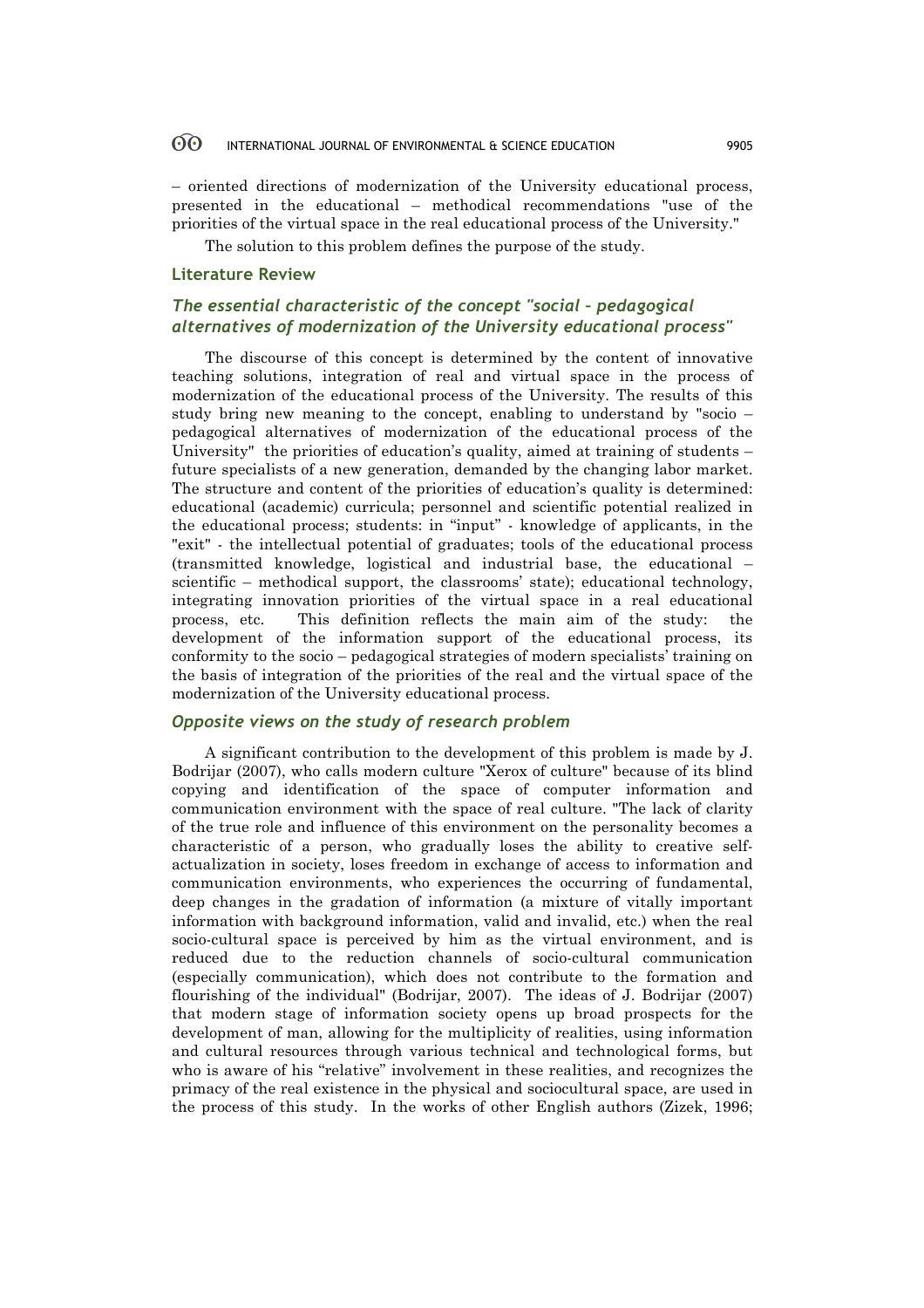– oriented directions of modernization of the University educational process, presented in the educational – methodical recommendations "use of the priorities of the virtual space in the real educational process of the University."

The solution to this problem defines the purpose of the study.

## Literature Review

### *The essential characteristic of the concept "social – pedagogical alternatives of modernization of the University educational process"*

The discourse of this concept is determined by the content of innovative teaching solutions, integration of real and virtual space in the process of modernization of the educational process of the University. The results of this study bring new meaning to the concept, enabling to understand by "socio – pedagogical alternatives of modernization of the educational process of the University" the priorities of education's quality, aimed at training of students – future specialists of a new generation, demanded by the changing labor market. The structure and content of the priorities of education's quality is determined: educational (academic) curricula; personnel and scientific potential realized in the educational process; students: in "input" - knowledge of applicants, in the "exit" - the intellectual potential of graduates; tools of the educational process (transmitted knowledge, logistical and industrial base, the educational – scientific – methodical support, the classrooms' state); educational technology, integrating innovation priorities of the virtual space in a real educational process, etc. This definition reflects the main aim of the study: the development of the information support of the educational process, its conformity to the socio – pedagogical strategies of modern specialists' training on the basis of integration of the priorities of the real and the virtual space of the modernization of the University educational process.

### *Opposite views on the study of research problem*

A significant contribution to the development of this problem is made by J. Bodrijar (2007), who calls modern culture "Xerox of culture" because of its blind copying and identification of the space of computer information and communication environment with the space of real culture. "The lack of clarity of the true role and influence of this environment on the personality becomes a characteristic of a person, who gradually loses the ability to creative self-actualization in society, loses freedom in exchange of access to information and communication environments, who experiences the occurring of fundamental, deep changes in the gradation of information (a mixture of vitally important information with background information, valid and invalid, etc.) when the real socio-cultural space is perceived by him as the virtual environment, and is reduced due to the reduction channels of socio-cultural communication (especially communication), which does not contribute to the formation and flourishing of the individual" (Bodrijar, 2007). The ideas of J. Bodrijar (2007) that modern stage of information society opens up broad prospects for the development of man, allowing for the multiplicity of realities, using information and cultural resources through various technical and technological forms, but who is aware of his "relative" involvement in these realities, and recognizes the primacy of the real existence in the physical and sociocultural space, are used in the process of this study. In the works of other English authors (Zizek, 1996;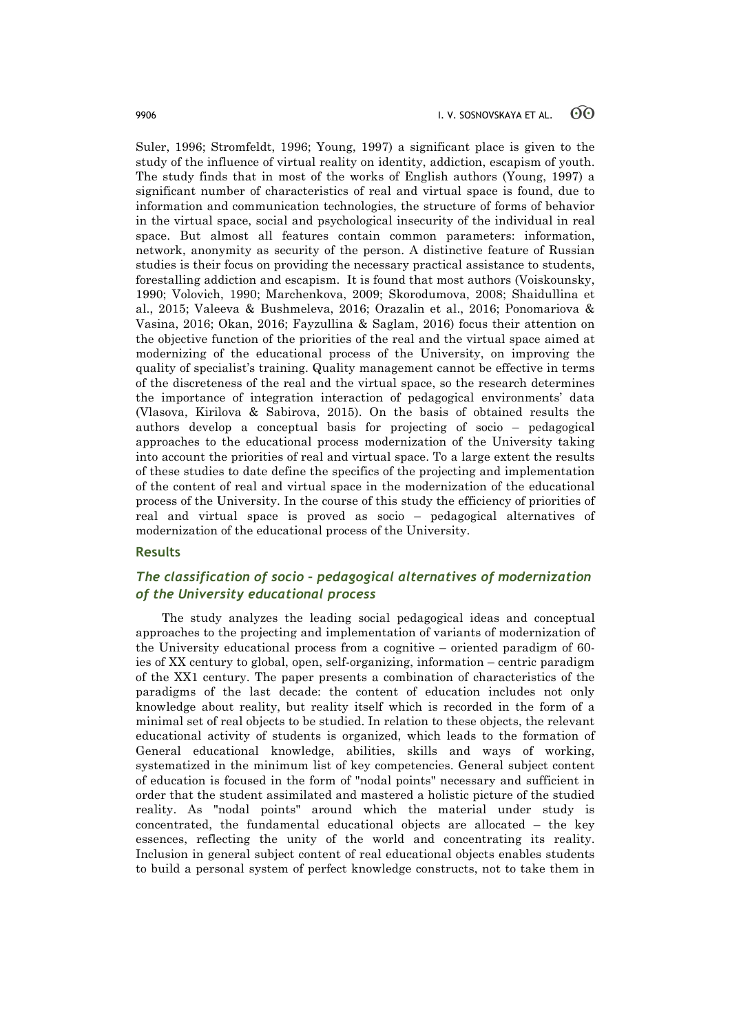Suler, 1996; Stromfeldt, 1996; Young, 1997) a significant place is given to the study of the influence of virtual reality on identity, addiction, escapism of youth. The study finds that in most of the works of English authors (Young, 1997) a significant number of characteristics of real and virtual space is found, due to information and communication technologies, the structure of forms of behavior in the virtual space, social and psychological insecurity of the individual in real space. But almost all features contain common parameters: information, network, anonymity as security of the person. A distinctive feature of Russian studies is their focus on providing the necessary practical assistance to students, forestalling addiction and escapism. It is found that most authors (Voiskounsky, 1990; Volovich, 1990; Marchenkova, 2009; Skorodumova, 2008; Shaidullina et al., 2015; Valeeva & Bushmeleva, 2016; Orazalin et al., 2016; Ponomariova & Vasina, 2016; Okan, 2016; Fayzullina & Saglam, 2016) focus their attention on the objective function of the priorities of the real and the virtual space aimed at modernizing of the educational process of the University, on improving the quality of specialist's training. Quality management cannot be effective in terms of the discreteness of the real and the virtual space, so the research determines the importance of integration interaction of pedagogical environments' data (Vlasova, Kirilova & Sabirova, 2015). On the basis of obtained results the authors develop a conceptual basis for projecting of socio – pedagogical approaches to the educational process modernization of the University taking into account the priorities of real and virtual space. To a large extent the results of these studies to date define the specifics of the projecting and implementation of the content of real and virtual space in the modernization of the educational process of the University. In the course of this study the efficiency of priorities of real and virtual space is proved as socio – pedagogical alternatives of modernization of the educational process of the University.

## Results

### *The classification of socio – pedagogical alternatives of modernization of the University educational process*

The study analyzes the leading social pedagogical ideas and conceptual approaches to the projecting and implementation of variants of modernization of the University educational process from a cognitive – oriented paradigm of 60-ies of XX century to global, open, self-organizing, information – centric paradigm of the XX1 century. The paper presents a combination of characteristics of the paradigms of the last decade: the content of education includes not only knowledge about reality, but reality itself which is recorded in the form of a minimal set of real objects to be studied. In relation to these objects, the relevant educational activity of students is organized, which leads to the formation of General educational knowledge, abilities, skills and ways of working, systematized in the minimum list of key competencies. General subject content of education is focused in the form of "nodal points" necessary and sufficient in order that the student assimilated and mastered a holistic picture of the studied reality. As "nodal points" around which the material under study is concentrated, the fundamental educational objects are allocated – the key essences, reflecting the unity of the world and concentrating its reality. Inclusion in general subject content of real educational objects enables students to build a personal system of perfect knowledge constructs, not to take them in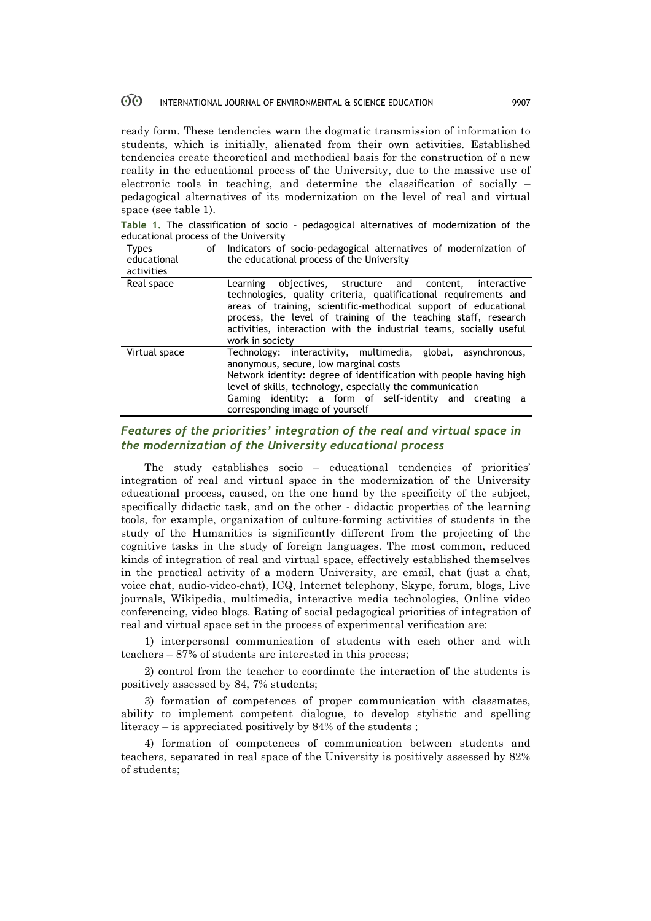ready form. These tendencies warn the dogmatic transmission of information to students, which is initially, alienated from their own activities. Established tendencies create theoretical and methodical basis for the construction of a new reality in the educational process of the University, due to the massive use of electronic tools in teaching, and determine the classification of socially – pedagogical alternatives of its modernization on the level of real and virtual space (see table 1).

**Table 1.** The classification of socio – pedagogical alternatives of modernization of the educational process of the University

| Types of educational activities | Indicators of socio-pedagogical alternatives of modernization of the educational process of the University |
|---|---|
| Real space | Learning objectives, structure and content, interactive technologies, quality criteria, qualificational requirements and areas of training, scientific-methodical support of educational process, the level of training of the teaching staff, research activities, interaction with the industrial teams, socially useful work in society |
| Virtual space | Technology: interactivity, multimedia, global, asynchronous, anonymous, secure, low marginal costs<br>Network identity: degree of identification with people having high level of skills, technology, especially the communication<br>Gaming identity: a form of self-identity and creating a corresponding image of yourself |

## *Features of the priorities' integration of the real and virtual space in the modernization of the University educational process*

The study establishes socio – educational tendencies of priorities' integration of real and virtual space in the modernization of the University educational process, caused, on the one hand by the specificity of the subject, specifically didactic task, and on the other - didactic properties of the learning tools, for example, organization of culture-forming activities of students in the study of the Humanities is significantly different from the projecting of the cognitive tasks in the study of foreign languages. The most common, reduced kinds of integration of real and virtual space, effectively established themselves in the practical activity of a modern University, are email, chat (just a chat, voice chat, audio-video-chat), ICQ, Internet telephony, Skype, forum, blogs, Live journals, Wikipedia, multimedia, interactive media technologies, Online video conferencing, video blogs. Rating of social pedagogical priorities of integration of real and virtual space set in the process of experimental verification are:

1) interpersonal communication of students with each other and with teachers – 87% of students are interested in this process;

2) control from the teacher to coordinate the interaction of the students is positively assessed by 84, 7% students;

3) formation of competences of proper communication with classmates, ability to implement competent dialogue, to develop stylistic and spelling literacy – is appreciated positively by 84% of the students ;

4) formation of competences of communication between students and teachers, separated in real space of the University is positively assessed by 82% of students;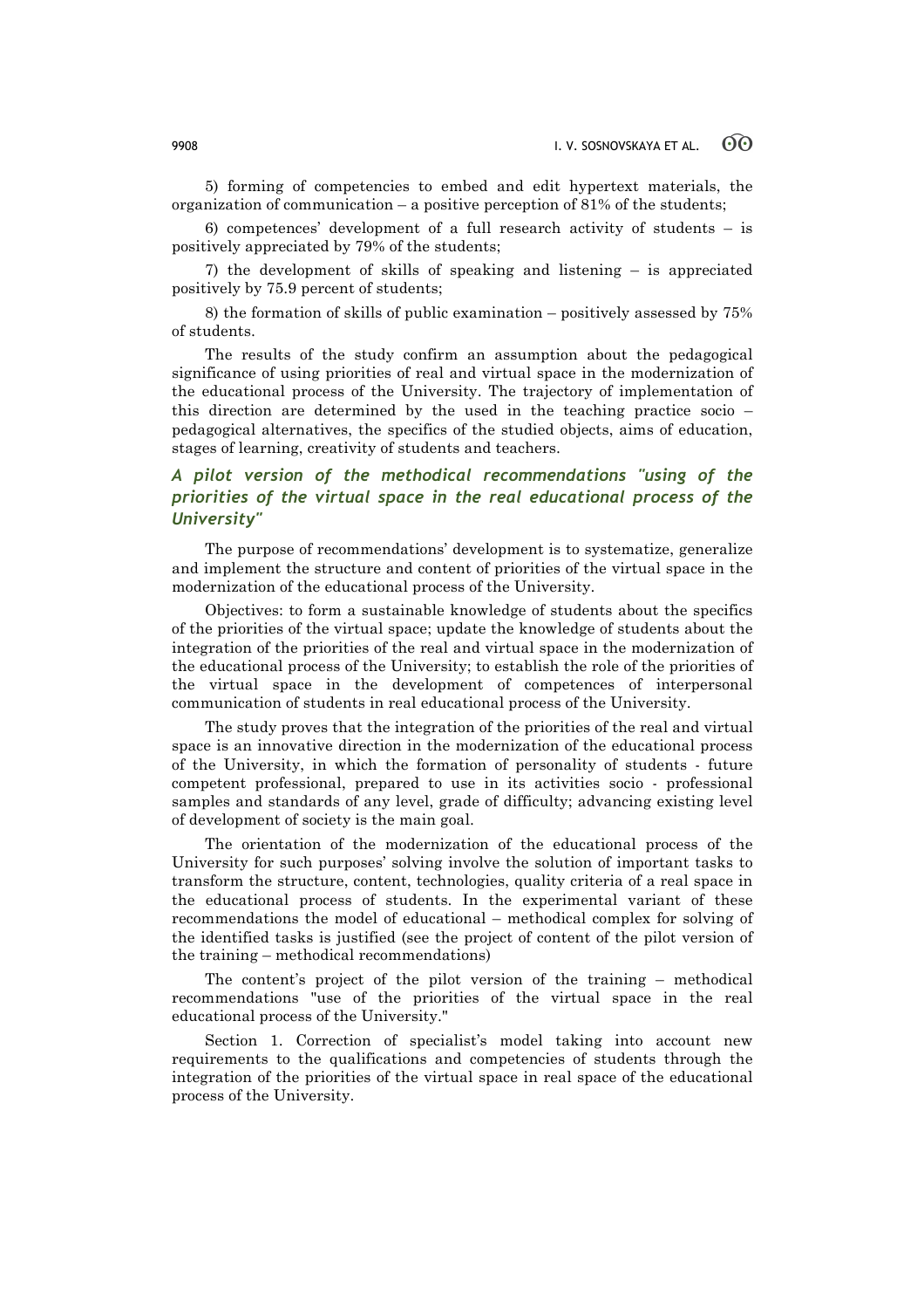5) forming of competencies to embed and edit hypertext materials, the organization of communication – a positive perception of 81% of the students;

6) competences' development of a full research activity of students – is positively appreciated by 79% of the students;

7) the development of skills of speaking and listening – is appreciated positively by 75.9 percent of students;

8) the formation of skills of public examination – positively assessed by 75% of students.

The results of the study confirm an assumption about the pedagogical significance of using priorities of real and virtual space in the modernization of the educational process of the University. The trajectory of implementation of this direction are determined by the used in the teaching practice socio – pedagogical alternatives, the specifics of the studied objects, aims of education, stages of learning, creativity of students and teachers.

## *A pilot version of the methodical recommendations "using of the priorities of the virtual space in the real educational process of the University"*

The purpose of recommendations' development is to systematize, generalize and implement the structure and content of priorities of the virtual space in the modernization of the educational process of the University.

Objectives: to form a sustainable knowledge of students about the specifics of the priorities of the virtual space; update the knowledge of students about the integration of the priorities of the real and virtual space in the modernization of the educational process of the University; to establish the role of the priorities of the virtual space in the development of competences of interpersonal communication of students in real educational process of the University.

The study proves that the integration of the priorities of the real and virtual space is an innovative direction in the modernization of the educational process of the University, in which the formation of personality of students - future competent professional, prepared to use in its activities socio - professional samples and standards of any level, grade of difficulty; advancing existing level of development of society is the main goal.

The orientation of the modernization of the educational process of the University for such purposes' solving involve the solution of important tasks to transform the structure, content, technologies, quality criteria of a real space in the educational process of students. In the experimental variant of these recommendations the model of educational – methodical complex for solving of the identified tasks is justified (see the project of content of the pilot version of the training – methodical recommendations)

The content's project of the pilot version of the training – methodical recommendations "use of the priorities of the virtual space in the real educational process of the University."

Section 1. Correction of specialist's model taking into account new requirements to the qualifications and competencies of students through the integration of the priorities of the virtual space in real space of the educational process of the University.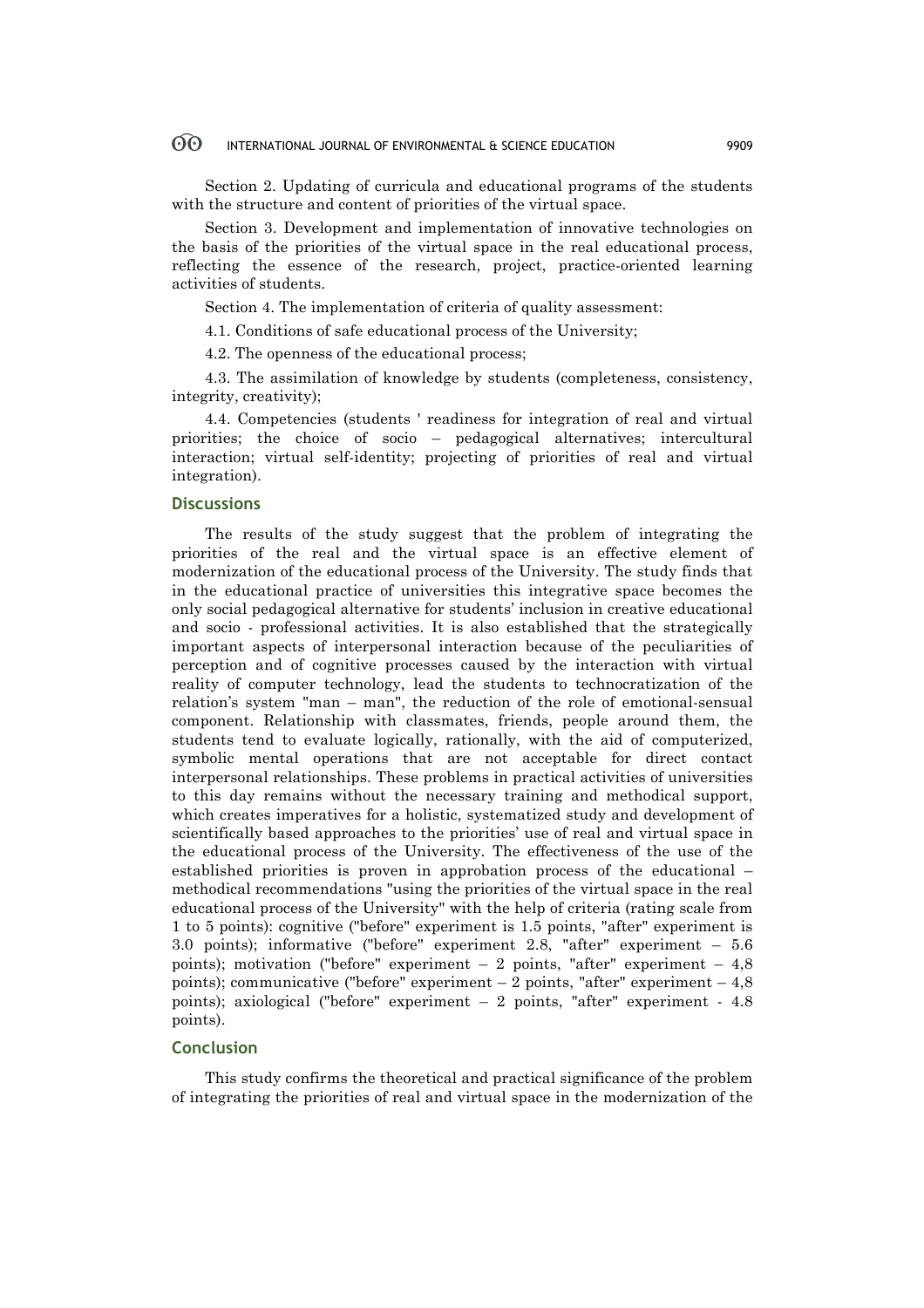Section 2. Updating of curricula and educational programs of the students with the structure and content of priorities of the virtual space.

Section 3. Development and implementation of innovative technologies on the basis of the priorities of the virtual space in the real educational process, reflecting the essence of the research, project, practice-oriented learning activities of students.

Section 4. The implementation of criteria of quality assessment:

4.1. Conditions of safe educational process of the University;

4.2. The openness of the educational process;

4.3. The assimilation of knowledge by students (completeness, consistency, integrity, creativity);

4.4. Competencies (students ' readiness for integration of real and virtual priorities; the choice of socio – pedagogical alternatives; intercultural interaction; virtual self-identity; projecting of priorities of real and virtual integration).

## Discussions

The results of the study suggest that the problem of integrating the priorities of the real and the virtual space is an effective element of modernization of the educational process of the University. The study finds that in the educational practice of universities this integrative space becomes the only social pedagogical alternative for students' inclusion in creative educational and socio - professional activities. It is also established that the strategically important aspects of interpersonal interaction because of the peculiarities of perception and of cognitive processes caused by the interaction with virtual reality of computer technology, lead the students to technocratization of the relation's system "man – man", the reduction of the role of emotional-sensual component. Relationship with classmates, friends, people around them, the students tend to evaluate logically, rationally, with the aid of computerized, symbolic mental operations that are not acceptable for direct contact interpersonal relationships. These problems in practical activities of universities to this day remains without the necessary training and methodical support, which creates imperatives for a holistic, systematized study and development of scientifically based approaches to the priorities' use of real and virtual space in the educational process of the University. The effectiveness of the use of the established priorities is proven in approbation process of the educational – methodical recommendations "using the priorities of the virtual space in the real educational process of the University" with the help of criteria (rating scale from 1 to 5 points): cognitive ("before" experiment is 1.5 points, "after" experiment is 3.0 points); informative ("before" experiment 2.8, "after" experiment – 5.6 points); motivation ("before" experiment – 2 points, "after" experiment – 4,8 points); communicative ("before" experiment – 2 points, "after" experiment – 4,8 points); axiological ("before" experiment – 2 points, "after" experiment - 4.8 points).

## Conclusion

This study confirms the theoretical and practical significance of the problem of integrating the priorities of real and virtual space in the modernization of the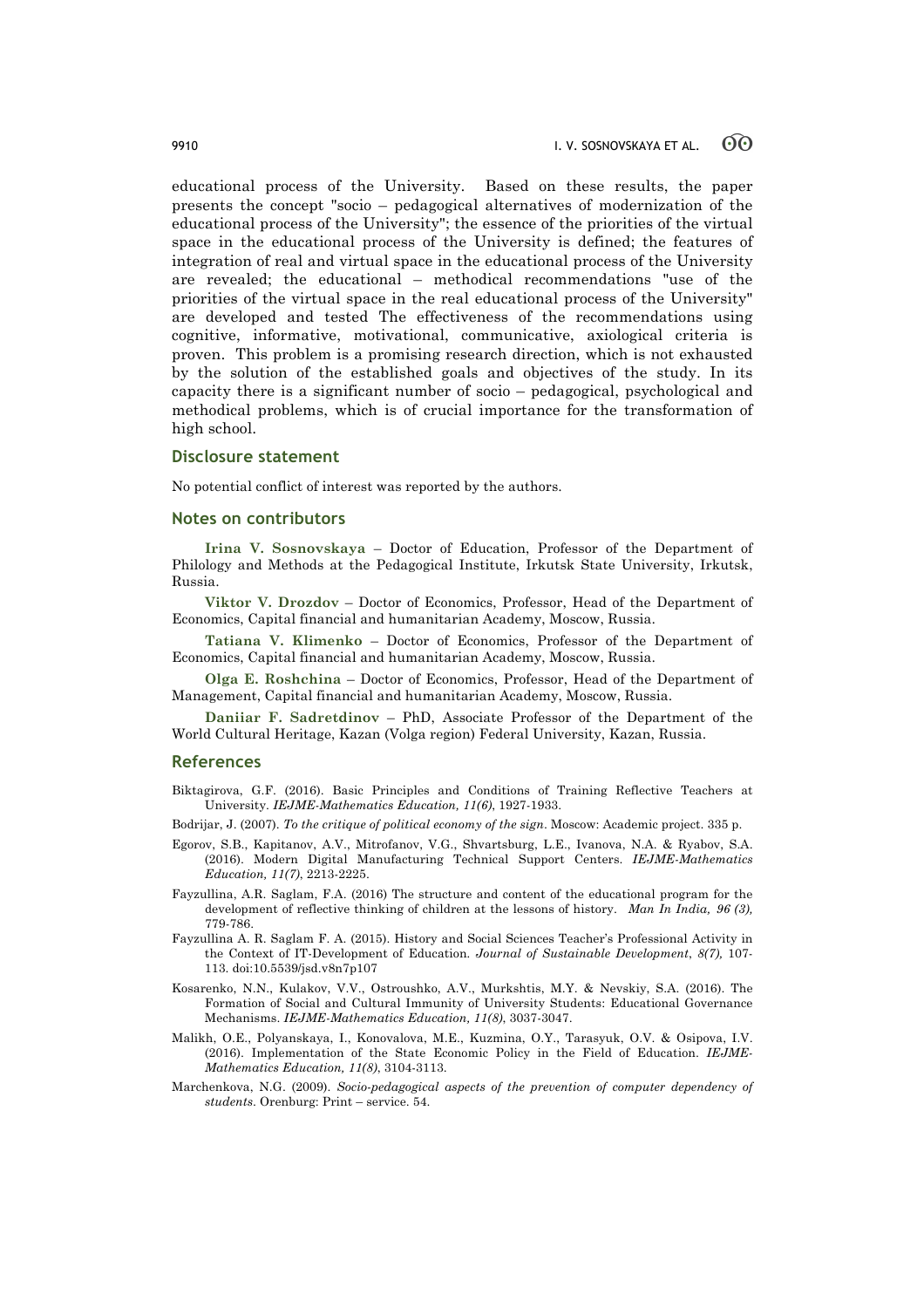educational process of the University. Based on these results, the paper presents the concept "socio – pedagogical alternatives of modernization of the educational process of the University"; the essence of the priorities of the virtual space in the educational process of the University is defined; the features of integration of real and virtual space in the educational process of the University are revealed; the educational – methodical recommendations "use of the priorities of the virtual space in the real educational process of the University" are developed and tested The effectiveness of the recommendations using cognitive, informative, motivational, communicative, axiological criteria is proven. This problem is a promising research direction, which is not exhausted by the solution of the established goals and objectives of the study. In its capacity there is a significant number of socio – pedagogical, psychological and methodical problems, which is of crucial importance for the transformation of high school.

## Disclosure statement

No potential conflict of interest was reported by the authors.

## Notes on contributors

**Irina V. Sosnovskaya** – Doctor of Education, Professor of the Department of Philology and Methods at the Pedagogical Institute, Irkutsk State University, Irkutsk, Russia.

**Viktor V. Drozdov** – Doctor of Economics, Professor, Head of the Department of Economics, Capital financial and humanitarian Academy, Moscow, Russia.

**Tatiana V. Klimenko** – Doctor of Economics, Professor of the Department of Economics, Capital financial and humanitarian Academy, Moscow, Russia.

**Olga E. Roshchina** – Doctor of Economics, Professor, Head of the Department of Management, Capital financial and humanitarian Academy, Moscow, Russia.

**Daniiar F. Sadretdinov** – PhD, Associate Professor of the Department of the World Cultural Heritage, Kazan (Volga region) Federal University, Kazan, Russia.

## References

Biktagirova, G.F. (2016). Basic Principles and Conditions of Training Reflective Teachers at University. *IEJME-Mathematics Education, 11(6)*, 1927-1933.

Bodrijar, J. (2007). *To the critique of political economy of the sign*. Moscow: Academic project. 335 p.

Egorov, S.B., Kapitanov, A.V., Mitrofanov, V.G., Shvartsburg, L.E., Ivanova, N.A. & Ryabov, S.A. (2016). Modern Digital Manufacturing Technical Support Centers. *IEJME-Mathematics Education, 11(7)*, 2213-2225.

Fayzullina, A.R. Saglam, F.A. (2016) The structure and content of the educational program for the development of reflective thinking of children at the lessons of history. *Man In India, 96 (3),* 779-786.

Fayzullina A. R. Saglam F. A. (2015). History and Social Sciences Teacher's Professional Activity in the Context of IT-Development of Education. *Journal of Sustainable Development*, *8(7)*, 107-113. doi:10.5539/jsd.v8n7p107

Kosarenko, N.N., Kulakov, V.V., Ostroushko, A.V., Murkshtis, M.Y. & Nevskiy, S.A. (2016). The Formation of Social and Cultural Immunity of University Students: Educational Governance Mechanisms. *IEJME-Mathematics Education, 11(8)*, 3037-3047.

Malikh, O.E., Polyanskaya, I., Konovalova, M.E., Kuzmina, O.Y., Tarasyuk, O.V. & Osipova, I.V. (2016). Implementation of the State Economic Policy in the Field of Education. *IEJME-Mathematics Education, 11(8)*, 3104-3113.

Marchenkova, N.G. (2009). *Socio-pedagogical aspects of the prevention of computer dependency of students*. Orenburg: Print – service. 54.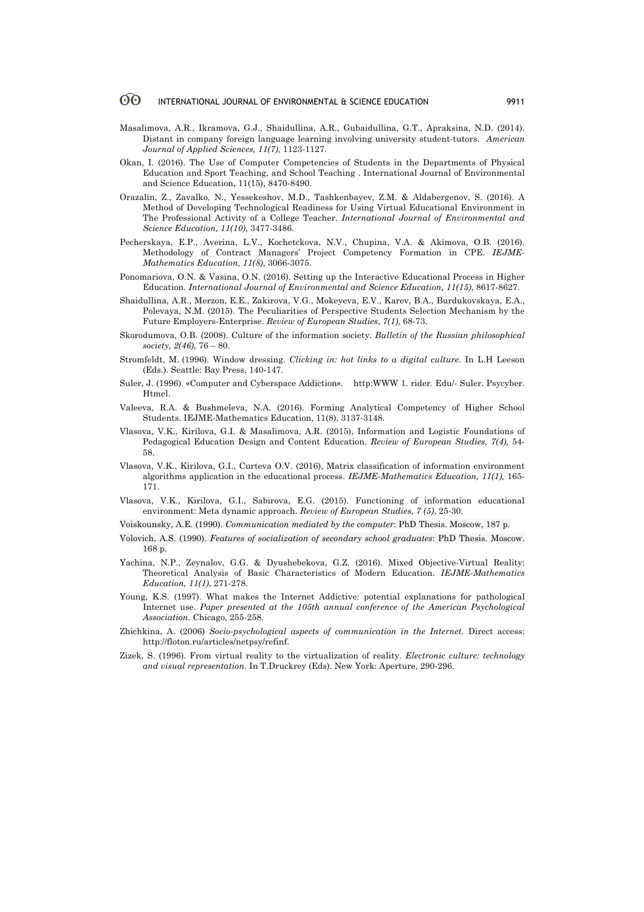Masalimova, A.R., Ikramova, G.J., Shaidullina, A.R., Gubaidullina, G.T., Apraksina, N.D. (2014). Distant in company foreign language learning involving university student-tutors. *American Journal of Applied Sciences, 11(7),* 1123-1127.

Okan, I. (2016). The Use of Computer Competencies of Students in the Departments of Physical Education and Sport Teaching, and School Teaching . International Journal of Environmental and Science Education, 11(15), 8470-8490.

Orazalin, Z., Zavalko, N., Yessekeshov, M.D., Tashkenbayev, Z.M. & Aldabergenov, S. (2016). A Method of Developing Technological Readiness for Using Virtual Educational Environment in The Professional Activity of a College Teacher. *International Journal of Environmental and Science Education, 11(10)*, 3477-3486.

Pecherskaya, E.P., Averina, L.V., Kochetckova, N.V., Chupina, V.A. & Akimova, O.B. (2016). Methodology of Contract Managers' Project Competency Formation in CPE. *IEJME-Mathematics Education, 11(8),* 3066-3075.

Ponomariova, O.N. & Vasina, O.N. (2016). Setting up the Interactive Educational Process in Higher Education. *International Journal of Environmental and Science Education, 11(15)*, 8617-8627.

Shaidullina, A.R., Merzon, E.E., Zakirova, V.G., Mokeyeva, E.V., Karev, B.A., Burdukovskaya, E.A., Polevaya, N.M. (2015). The Peculiarities of Perspective Students Selection Mechanism by the Future Employers-Enterprise. *Review of European Studies*, *7(1),* 68-73.

Skorodumova, O.B. (2008). Culture of the information society. *Bulletin of the Russian philosophical society, 2(46),* 76 – 80.

Stromfeldt, M. (1996). Window dressing. *Clicking in: hot links to a digital culture.* In L.H Leeson (Eds.). Seattle: Bay Press, 140-147.

Suler, J. (1996). «Computer and Cyberspace Addiction». http:WWW 1. rider. Edu/- Suler. Psycyber. Htmel.

Valeeva, R.A. & Bushmeleva, N.A. (2016). Forming Analytical Competency of Higher School Students. IEJME-Mathematics Education, 11(8), 3137-3148.

Vlasova, V.K., Kirilova, G.I. & Masalimova, A.R. (2015), Information and Logistic Foundations of Pedagogical Education Design and Content Education. *Review of European Studies, 7(4),* 54-58.

Vlasova, V.K., Kirilova, G.I., Curteva O.V. (2016), Matrix classification of information environment algorithms application in the educational process. *IEJME-Mathematics Education, 11(1),* 165-171.

Vlasova, V.K., Kirilova, G.I., Sabirova, E.G. (2015). Functioning of information educational environment: Meta dynamic approach. *Review of European Studies, 7 (5)*, 25-30.

Voiskounsky, A.E. (1990). *Communication mediated by the computer*: PhD Thesis. Moscow, 187 p.

Volovich, A.S. (1990). *Features of socialization of secondary school graduates*: PhD Thesis. Moscow. 168 p.

Yachina, N.P., Zeynalov, G.G. & Dyushebekova, G.Z. (2016). Mixed Objective-Virtual Reality: Theoretical Analysis of Basic Characteristics of Modern Education. *IEJME-Mathematics Education, 11(1)*, 271-278.

Young, K.S. (1997). What makes the Internet Addictive: potential explanations for pathological Internet use. *Paper presented at the 105th annual conference of the American Psychological Association.* Chicago, 255-258.

Zhichkina, A. (2006) *Socio-psychological aspects of communication in the Internet.* Direct access: http://floton.ru/articles/netpsy/refinf.

Zizek, S. (1996). From virtual reality to the virtualization of reality. *Electronic culture: technology and visual representation*. In T.Druckrey (Eds). New York: Aperture, 290-296.